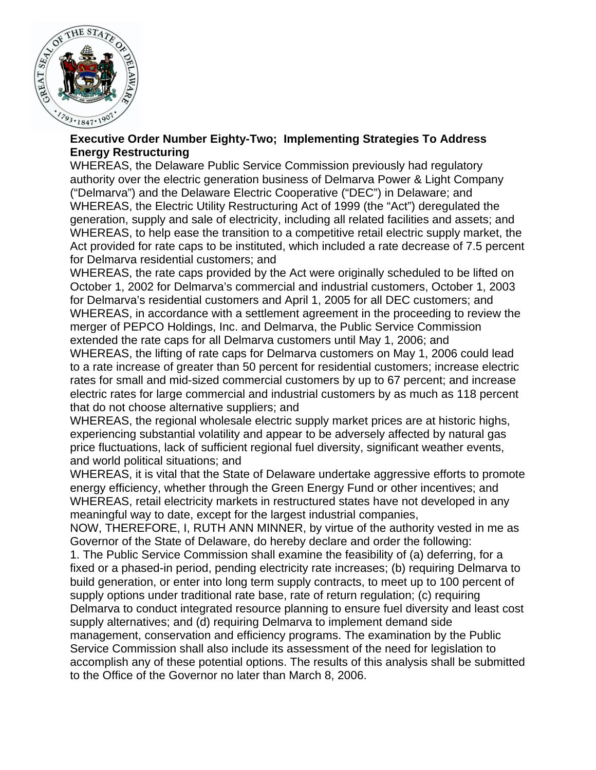**Executive Order Number Eighty-Two; Implementing Strategies To Address Energy Restructuring**

WHEREAS, the Delaware Public Service Commission previously had regulatory authority over the electric generation business of Delmarva Power & Light Company ("Delmarva") and the Delaware Electric Cooperative ("DEC") in Delaware; and

WHEREAS, the Electric Utility Restructuring Act of 1999 (the "Act") deregulated the generation, supply and sale of electricity, including all related facilities and assets; and

WHEREAS, to help ease the transition to a competitive retail electric supply market, the Act provided for rate caps to be instituted, which included a rate decrease of 7.5 percent for Delmarva residential customers; and

WHEREAS, the rate caps provided by the Act were originally scheduled to be lifted on October 1, 2002 for Delmarva's commercial and industrial customers, October 1, 2003 for Delmarva's residential customers and April 1, 2005 for all DEC customers; and

WHEREAS, in accordance with a settlement agreement in the proceeding to review the merger of PEPCO Holdings, Inc. and Delmarva, the Public Service Commission extended the rate caps for all Delmarva customers until May 1, 2006; and

WHEREAS, the lifting of rate caps for Delmarva customers on May 1, 2006 could lead to a rate increase of greater than 50 percent for residential customers; increase electric rates for small and mid-sized commercial customers by up to 67 percent; and increase electric rates for large commercial and industrial customers by as much as 118 percent that do not choose alternative suppliers; and

WHEREAS, the regional wholesale electric supply market prices are at historic highs, experiencing substantial volatility and appear to be adversely affected by natural gas price fluctuations, lack of sufficient regional fuel diversity, significant weather events, and world political situations; and

WHEREAS, it is vital that the State of Delaware undertake aggressive efforts to promote energy efficiency, whether through the Green Energy Fund or other incentives; and

WHEREAS, retail electricity markets in restructured states have not developed in any meaningful way to date, except for the largest industrial companies,

NOW, THEREFORE, I, RUTH ANN MINNER, by virtue of the authority vested in me as Governor of the State of Delaware, do hereby declare and order the following:

1. The Public Service Commission shall examine the feasibility of (a) deferring, for a fixed or a phased-in period, pending electricity rate increases; (b) requiring Delmarva to build generation, or enter into long term supply contracts, to meet up to 100 percent of supply options under traditional rate base, rate of return regulation; (c) requiring Delmarva to conduct integrated resource planning to ensure fuel diversity and least cost supply alternatives; and (d) requiring Delmarva to implement demand side management, conservation and efficiency programs. The examination by the Public Service Commission shall also include its assessment of the need for legislation to accomplish any of these potential options. The results of this analysis shall be submitted to the Office of the Governor no later than March 8, 2006.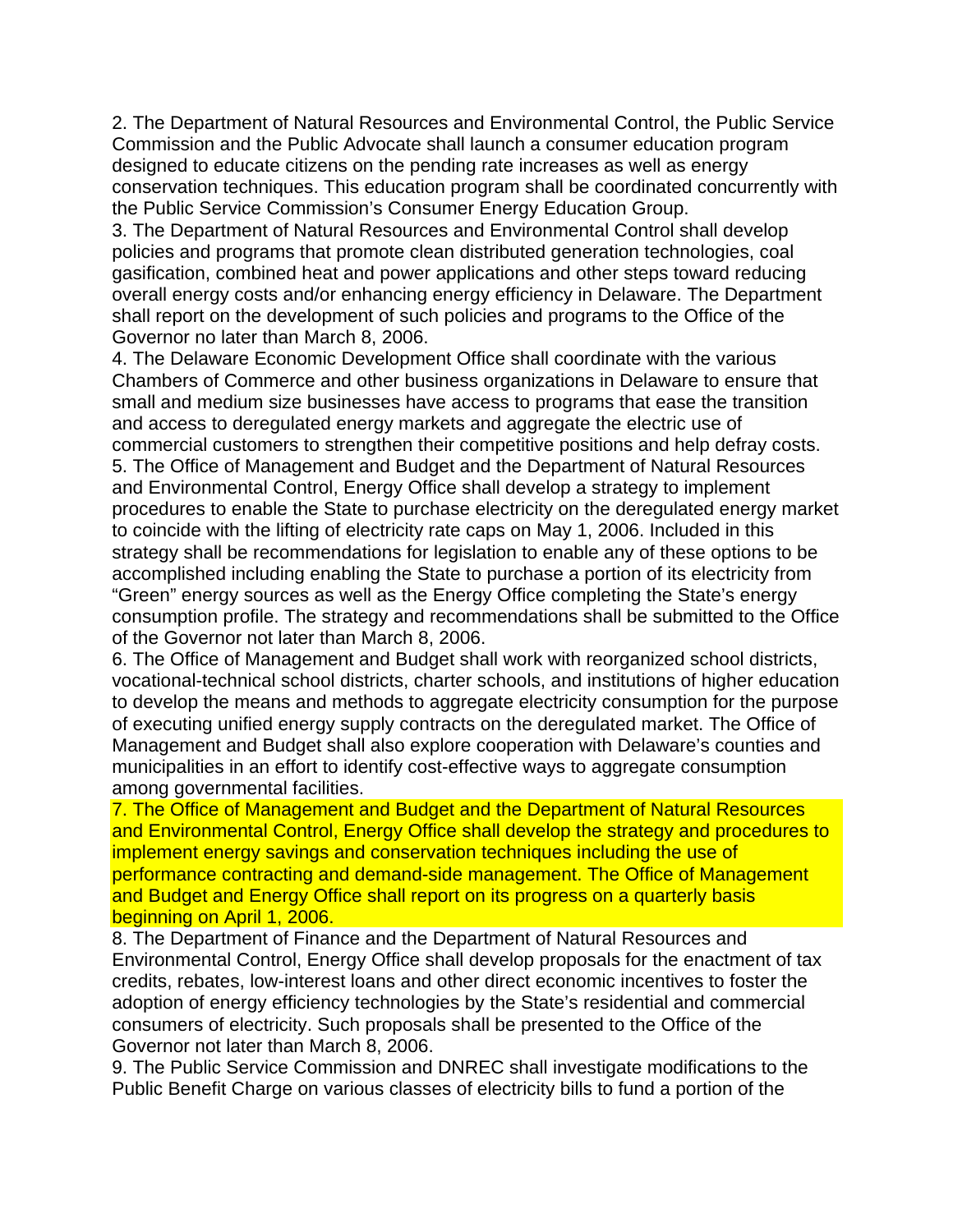2. The Department of Natural Resources and Environmental Control, the Public Service Commission and the Public Advocate shall launch a consumer education program designed to educate citizens on the pending rate increases as well as energy conservation techniques. This education program shall be coordinated concurrently with the Public Service Commission's Consumer Energy Education Group.

3. The Department of Natural Resources and Environmental Control shall develop policies and programs that promote clean distributed generation technologies, coal gasification, combined heat and power applications and other steps toward reducing overall energy costs and/or enhancing energy efficiency in Delaware. The Department shall report on the development of such policies and programs to the Office of the Governor no later than March 8, 2006.

4. The Delaware Economic Development Office shall coordinate with the various Chambers of Commerce and other business organizations in Delaware to ensure that small and medium size businesses have access to programs that ease the transition and access to deregulated energy markets and aggregate the electric use of commercial customers to strengthen their competitive positions and help defray costs.

5. The Office of Management and Budget and the Department of Natural Resources and Environmental Control, Energy Office shall develop a strategy to implement procedures to enable the State to purchase electricity on the deregulated energy market to coincide with the lifting of electricity rate caps on May 1, 2006. Included in this strategy shall be recommendations for legislation to enable any of these options to be accomplished including enabling the State to purchase a portion of its electricity from "Green" energy sources as well as the Energy Office completing the State's energy consumption profile. The strategy and recommendations shall be submitted to the Office of the Governor not later than March 8, 2006.

6. The Office of Management and Budget shall work with reorganized school districts, vocational-technical school districts, charter schools, and institutions of higher education to develop the means and methods to aggregate electricity consumption for the purpose of executing unified energy supply contracts on the deregulated market. The Office of Management and Budget shall also explore cooperation with Delaware's counties and municipalities in an effort to identify cost-effective ways to aggregate consumption among governmental facilities.

7. The Office of Management and Budget and the Department of Natural Resources and Environmental Control, Energy Office shall develop the strategy and procedures to implement energy savings and conservation techniques including the use of performance contracting and demand-side management. The Office of Management and Budget and Energy Office shall report on its progress on a quarterly basis beginning on April 1, 2006.

8. The Department of Finance and the Department of Natural Resources and Environmental Control, Energy Office shall develop proposals for the enactment of tax credits, rebates, low-interest loans and other direct economic incentives to foster the adoption of energy efficiency technologies by the State's residential and commercial consumers of electricity. Such proposals shall be presented to the Office of the Governor not later than March 8, 2006.

9. The Public Service Commission and DNREC shall investigate modifications to the Public Benefit Charge on various classes of electricity bills to fund a portion of the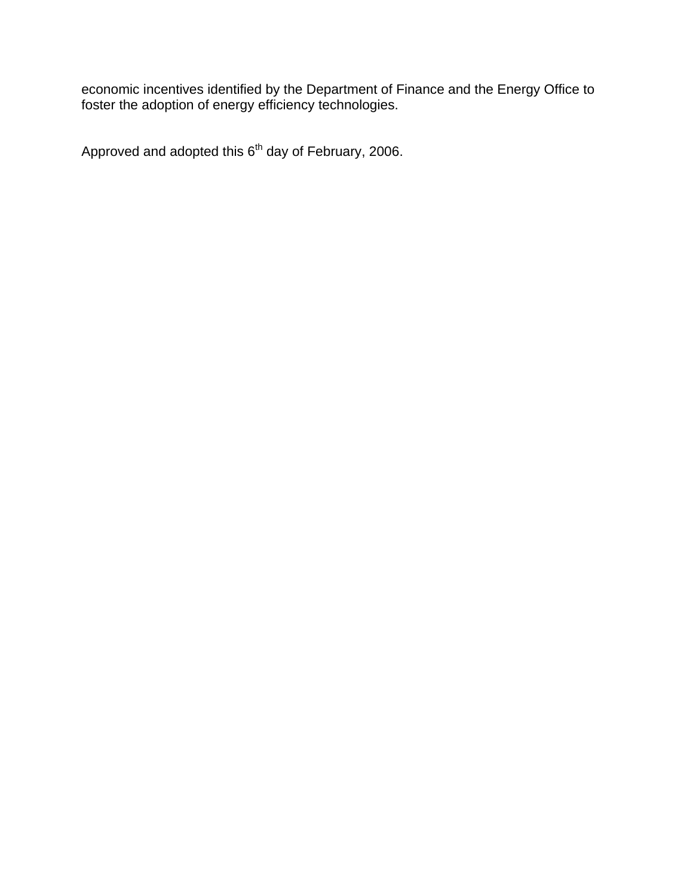economic incentives identified by the Department of Finance and the Energy Office to foster the adoption of energy efficiency technologies.

Approved and adopted this 6th day of February, 2006.